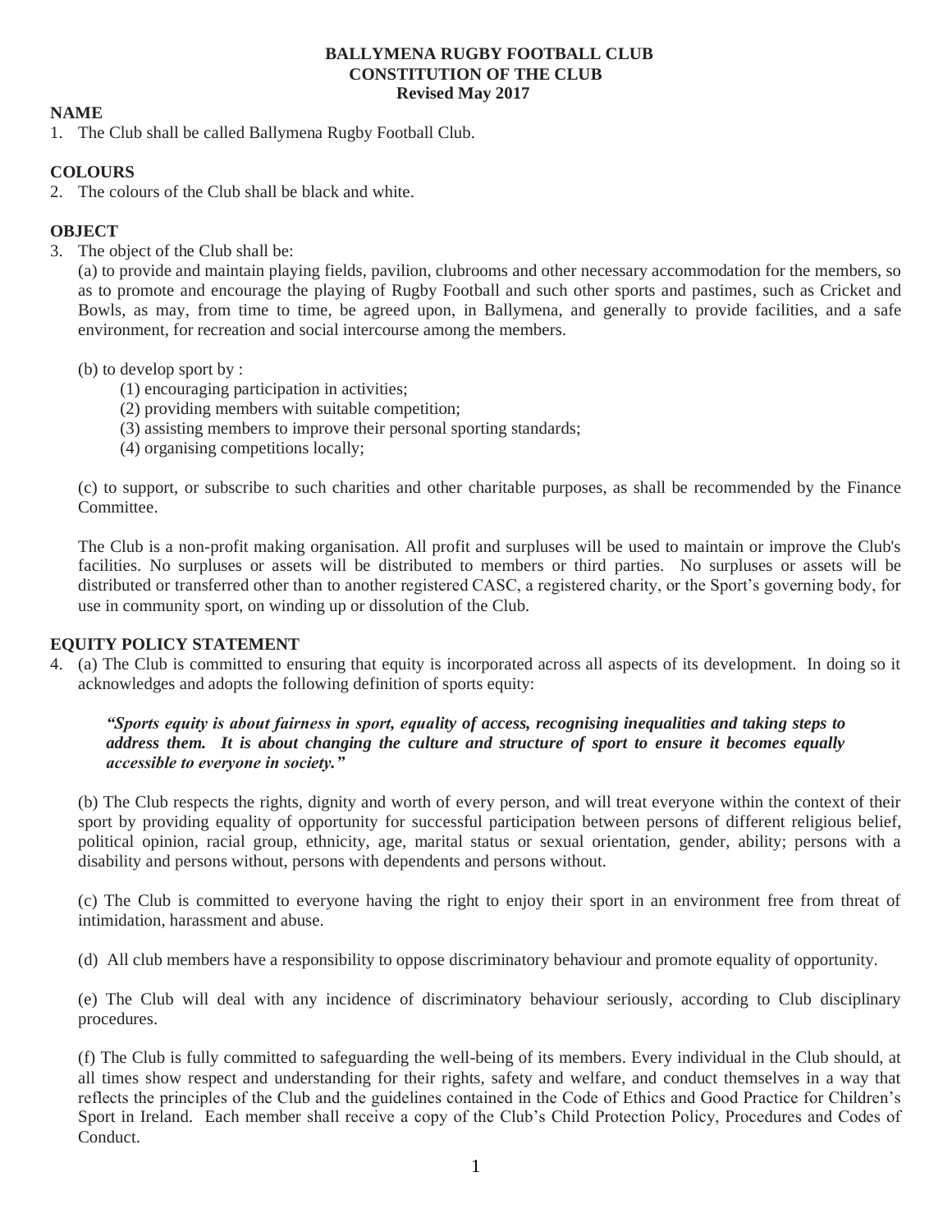# BALLYMENA RUGBY FOOTBALL CLUB
## CONSTITUTION OF THE CLUB
**Revised May 2017**

## NAME

1. The Club shall be called Ballymena Rugby Football Club.

## COLOURS

2. The colours of the Club shall be black and white.

## OBJECT

3. The object of the Club shall be:

   (a) to provide and maintain playing fields, pavilion, clubrooms and other necessary accommodation for the members, so as to promote and encourage the playing of Rugby Football and such other sports and pastimes, such as Cricket and Bowls, as may, from time to time, be agreed upon, in Ballymena, and generally to provide facilities, and a safe environment, for recreation and social intercourse among the members.

   (b) to develop sport by :

   (1) encouraging participation in activities;
   (2) providing members with suitable competition;
   (3) assisting members to improve their personal sporting standards;
   (4) organising competitions locally;

   (c) to support, or subscribe to such charities and other charitable purposes, as shall be recommended by the Finance Committee.

   The Club is a non-profit making organisation. All profit and surpluses will be used to maintain or improve the Club's facilities. No surpluses or assets will be distributed to members or third parties. No surpluses or assets will be distributed or transferred other than to another registered CASC, a registered charity, or the Sport's governing body, for use in community sport, on winding up or dissolution of the Club.

## EQUITY POLICY STATEMENT

4. (a) The Club is committed to ensuring that equity is incorporated across all aspects of its development. In doing so it acknowledges and adopts the following definition of sports equity:

   ***"Sports equity is about fairness in sport, equality of access, recognising inequalities and taking steps to address them. It is about changing the culture and structure of sport to ensure it becomes equally accessible to everyone in society."***

   (b) The Club respects the rights, dignity and worth of every person, and will treat everyone within the context of their sport by providing equality of opportunity for successful participation between persons of different religious belief, political opinion, racial group, ethnicity, age, marital status or sexual orientation, gender, ability; persons with a disability and persons without, persons with dependents and persons without.

   (c) The Club is committed to everyone having the right to enjoy their sport in an environment free from threat of intimidation, harassment and abuse.

   (d) All club members have a responsibility to oppose discriminatory behaviour and promote equality of opportunity.

   (e) The Club will deal with any incidence of discriminatory behaviour seriously, according to Club disciplinary procedures.

   (f) The Club is fully committed to safeguarding the well-being of its members. Every individual in the Club should, at all times show respect and understanding for their rights, safety and welfare, and conduct themselves in a way that reflects the principles of the Club and the guidelines contained in the Code of Ethics and Good Practice for Children's Sport in Ireland. Each member shall receive a copy of the Club's Child Protection Policy, Procedures and Codes of Conduct.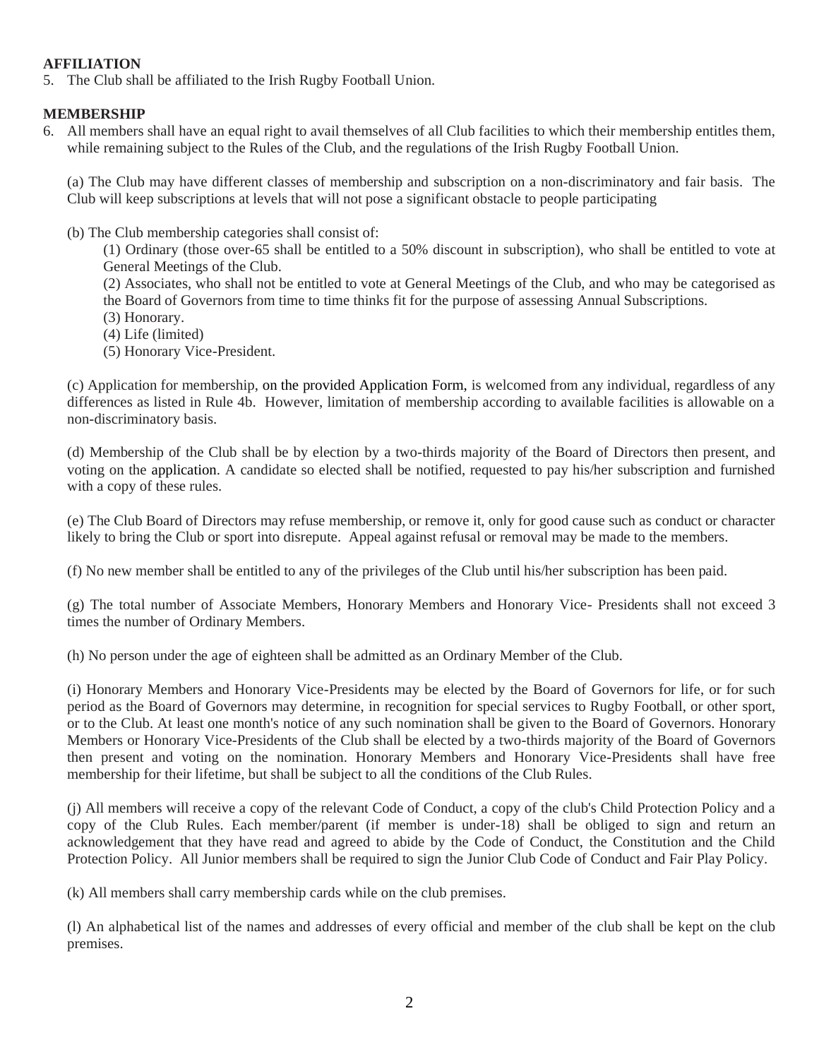**AFFILIATION**

5. The Club shall be affiliated to the Irish Rugby Football Union.

**MEMBERSHIP**

6. All members shall have an equal right to avail themselves of all Club facilities to which their membership entitles them, while remaining subject to the Rules of the Club, and the regulations of the Irish Rugby Football Union.

   (a) The Club may have different classes of membership and subscription on a non-discriminatory and fair basis. The Club will keep subscriptions at levels that will not pose a significant obstacle to people participating

   (b) The Club membership categories shall consist of:

   (1) Ordinary (those over-65 shall be entitled to a 50% discount in subscription), who shall be entitled to vote at General Meetings of the Club.
   (2) Associates, who shall not be entitled to vote at General Meetings of the Club, and who may be categorised as the Board of Governors from time to time thinks fit for the purpose of assessing Annual Subscriptions.
   (3) Honorary.
   (4) Life (limited)
   (5) Honorary Vice-President.

   (c) Application for membership, on the provided Application Form, is welcomed from any individual, regardless of any differences as listed in Rule 4b. However, limitation of membership according to available facilities is allowable on a non-discriminatory basis.

   (d) Membership of the Club shall be by election by a two-thirds majority of the Board of Directors then present, and voting on the application. A candidate so elected shall be notified, requested to pay his/her subscription and furnished with a copy of these rules.

   (e) The Club Board of Directors may refuse membership, or remove it, only for good cause such as conduct or character likely to bring the Club or sport into disrepute. Appeal against refusal or removal may be made to the members.

   (f) No new member shall be entitled to any of the privileges of the Club until his/her subscription has been paid.

   (g) The total number of Associate Members, Honorary Members and Honorary Vice- Presidents shall not exceed 3 times the number of Ordinary Members.

   (h) No person under the age of eighteen shall be admitted as an Ordinary Member of the Club.

   (i) Honorary Members and Honorary Vice-Presidents may be elected by the Board of Governors for life, or for such period as the Board of Governors may determine, in recognition for special services to Rugby Football, or other sport, or to the Club. At least one month's notice of any such nomination shall be given to the Board of Governors. Honorary Members or Honorary Vice-Presidents of the Club shall be elected by a two-thirds majority of the Board of Governors then present and voting on the nomination. Honorary Members and Honorary Vice-Presidents shall have free membership for their lifetime, but shall be subject to all the conditions of the Club Rules.

   (j) All members will receive a copy of the relevant Code of Conduct, a copy of the club's Child Protection Policy and a copy of the Club Rules. Each member/parent (if member is under-18) shall be obliged to sign and return an acknowledgement that they have read and agreed to abide by the Code of Conduct, the Constitution and the Child Protection Policy. All Junior members shall be required to sign the Junior Club Code of Conduct and Fair Play Policy.

   (k) All members shall carry membership cards while on the club premises.

   (l) An alphabetical list of the names and addresses of every official and member of the club shall be kept on the club premises.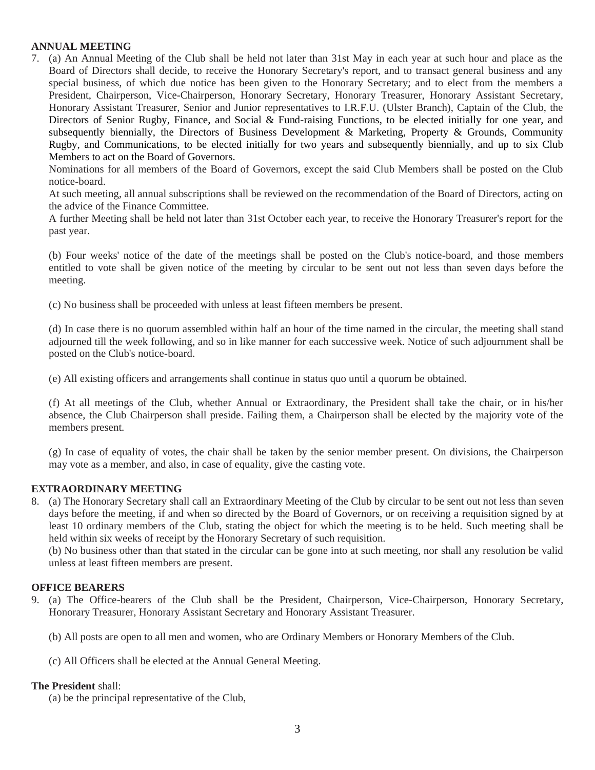**ANNUAL MEETING**

7. (a) An Annual Meeting of the Club shall be held not later than 31st May in each year at such hour and place as the Board of Directors shall decide, to receive the Honorary Secretary's report, and to transact general business and any special business, of which due notice has been given to the Honorary Secretary; and to elect from the members a President, Chairperson, Vice-Chairperson, Honorary Secretary, Honorary Treasurer, Honorary Assistant Secretary, Honorary Assistant Treasurer, Senior and Junior representatives to I.R.F.U. (Ulster Branch), Captain of the Club, the Directors of Senior Rugby, Finance, and Social & Fund-raising Functions, to be elected initially for one year, and subsequently biennially, the Directors of Business Development & Marketing, Property & Grounds, Community Rugby, and Communications, to be elected initially for two years and subsequently biennially, and up to six Club Members to act on the Board of Governors.

   Nominations for all members of the Board of Governors, except the said Club Members shall be posted on the Club notice-board.

   At such meeting, all annual subscriptions shall be reviewed on the recommendation of the Board of Directors, acting on the advice of the Finance Committee.

   A further Meeting shall be held not later than 31st October each year, to receive the Honorary Treasurer's report for the past year.

   (b) Four weeks' notice of the date of the meetings shall be posted on the Club's notice-board, and those members entitled to vote shall be given notice of the meeting by circular to be sent out not less than seven days before the meeting.

   (c) No business shall be proceeded with unless at least fifteen members be present.

   (d) In case there is no quorum assembled within half an hour of the time named in the circular, the meeting shall stand adjourned till the week following, and so in like manner for each successive week. Notice of such adjournment shall be posted on the Club's notice-board.

   (e) All existing officers and arrangements shall continue in status quo until a quorum be obtained.

   (f) At all meetings of the Club, whether Annual or Extraordinary, the President shall take the chair, or in his/her absence, the Club Chairperson shall preside. Failing them, a Chairperson shall be elected by the majority vote of the members present.

   (g) In case of equality of votes, the chair shall be taken by the senior member present. On divisions, the Chairperson may vote as a member, and also, in case of equality, give the casting vote.

**EXTRAORDINARY MEETING**

8. (a) The Honorary Secretary shall call an Extraordinary Meeting of the Club by circular to be sent out not less than seven days before the meeting, if and when so directed by the Board of Governors, or on receiving a requisition signed by at least 10 ordinary members of the Club, stating the object for which the meeting is to be held. Such meeting shall be held within six weeks of receipt by the Honorary Secretary of such requisition.

   (b) No business other than that stated in the circular can be gone into at such meeting, nor shall any resolution be valid unless at least fifteen members are present.

**OFFICE BEARERS**

9. (a) The Office-bearers of the Club shall be the President, Chairperson, Vice-Chairperson, Honorary Secretary, Honorary Treasurer, Honorary Assistant Secretary and Honorary Assistant Treasurer.

   (b) All posts are open to all men and women, who are Ordinary Members or Honorary Members of the Club.

   (c) All Officers shall be elected at the Annual General Meeting.

**The President** shall:

   (a) be the principal representative of the Club,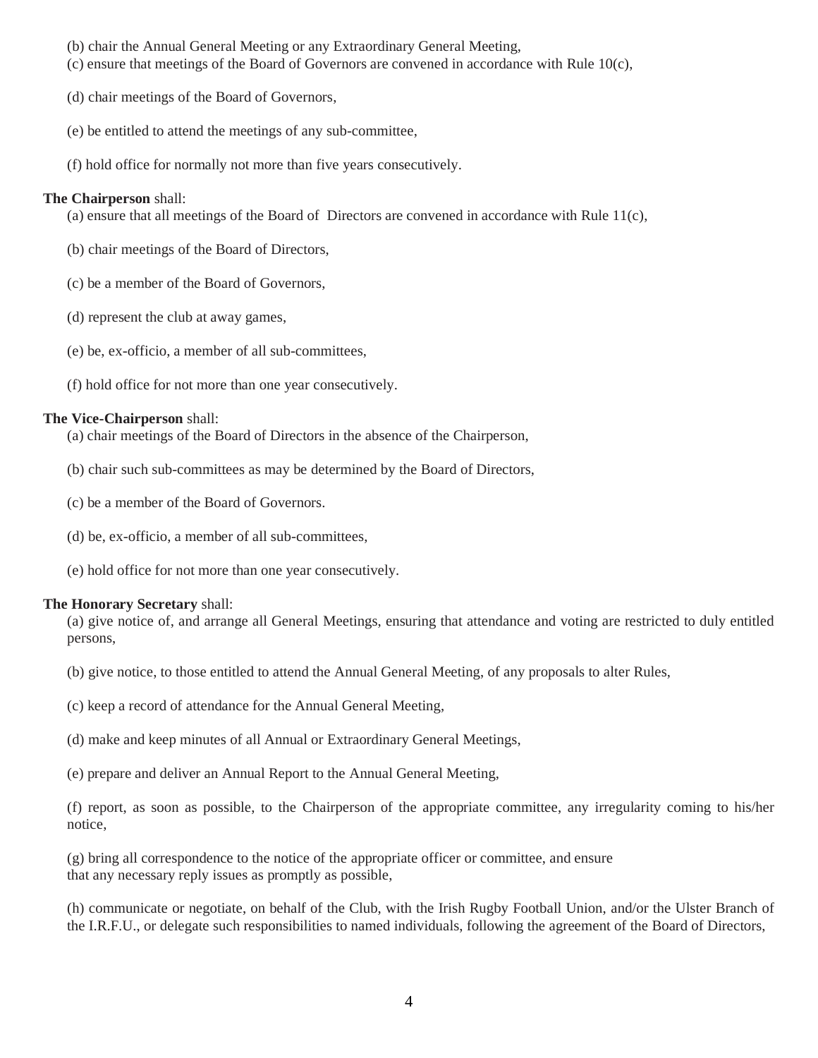(b) chair the Annual General Meeting or any Extraordinary General Meeting,

(c) ensure that meetings of the Board of Governors are convened in accordance with Rule 10(c),

(d) chair meetings of the Board of Governors,

(e) be entitled to attend the meetings of any sub-committee,

(f) hold office for normally not more than five years consecutively.

**The Chairperson** shall:

(a) ensure that all meetings of the Board of Directors are convened in accordance with Rule 11(c),

(b) chair meetings of the Board of Directors,

(c) be a member of the Board of Governors,

(d) represent the club at away games,

(e) be, ex-officio, a member of all sub-committees,

(f) hold office for not more than one year consecutively.

**The Vice-Chairperson** shall:

(a) chair meetings of the Board of Directors in the absence of the Chairperson,

(b) chair such sub-committees as may be determined by the Board of Directors,

(c) be a member of the Board of Governors.

(d) be, ex-officio, a member of all sub-committees,

(e) hold office for not more than one year consecutively.

**The Honorary Secretary** shall:

(a) give notice of, and arrange all General Meetings, ensuring that attendance and voting are restricted to duly entitled persons,

(b) give notice, to those entitled to attend the Annual General Meeting, of any proposals to alter Rules,

(c) keep a record of attendance for the Annual General Meeting,

(d) make and keep minutes of all Annual or Extraordinary General Meetings,

(e) prepare and deliver an Annual Report to the Annual General Meeting,

(f) report, as soon as possible, to the Chairperson of the appropriate committee, any irregularity coming to his/her notice,

(g) bring all correspondence to the notice of the appropriate officer or committee, and ensure that any necessary reply issues as promptly as possible,

(h) communicate or negotiate, on behalf of the Club, with the Irish Rugby Football Union, and/or the Ulster Branch of the I.R.F.U., or delegate such responsibilities to named individuals, following the agreement of the Board of Directors,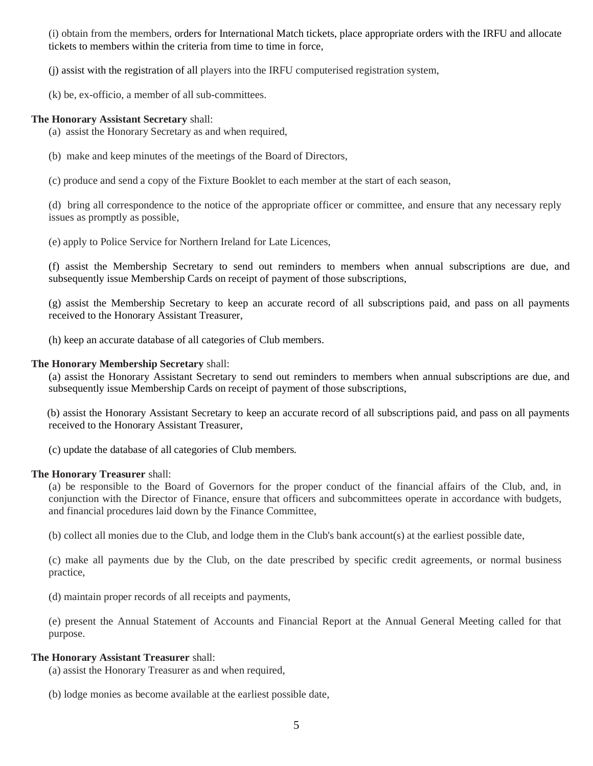(i) obtain from the members, orders for International Match tickets, place appropriate orders with the IRFU and allocate tickets to members within the criteria from time to time in force,

(j) assist with the registration of all players into the IRFU computerised registration system,

(k) be, ex-officio, a member of all sub-committees.

**The Honorary Assistant Secretary** shall:

(a) assist the Honorary Secretary as and when required,

(b) make and keep minutes of the meetings of the Board of Directors,

(c) produce and send a copy of the Fixture Booklet to each member at the start of each season,

(d) bring all correspondence to the notice of the appropriate officer or committee, and ensure that any necessary reply issues as promptly as possible,

(e) apply to Police Service for Northern Ireland for Late Licences,

(f) assist the Membership Secretary to send out reminders to members when annual subscriptions are due, and subsequently issue Membership Cards on receipt of payment of those subscriptions,

(g) assist the Membership Secretary to keep an accurate record of all subscriptions paid, and pass on all payments received to the Honorary Assistant Treasurer,

(h) keep an accurate database of all categories of Club members.

**The Honorary Membership Secretary** shall:

(a) assist the Honorary Assistant Secretary to send out reminders to members when annual subscriptions are due, and subsequently issue Membership Cards on receipt of payment of those subscriptions,

(b) assist the Honorary Assistant Secretary to keep an accurate record of all subscriptions paid, and pass on all payments received to the Honorary Assistant Treasurer,

(c) update the database of all categories of Club members.

**The Honorary Treasurer** shall:

(a) be responsible to the Board of Governors for the proper conduct of the financial affairs of the Club, and, in conjunction with the Director of Finance, ensure that officers and subcommittees operate in accordance with budgets, and financial procedures laid down by the Finance Committee,

(b) collect all monies due to the Club, and lodge them in the Club's bank account(s) at the earliest possible date,

(c) make all payments due by the Club, on the date prescribed by specific credit agreements, or normal business practice,

(d) maintain proper records of all receipts and payments,

(e) present the Annual Statement of Accounts and Financial Report at the Annual General Meeting called for that purpose.

**The Honorary Assistant Treasurer** shall:

(a) assist the Honorary Treasurer as and when required,

(b) lodge monies as become available at the earliest possible date,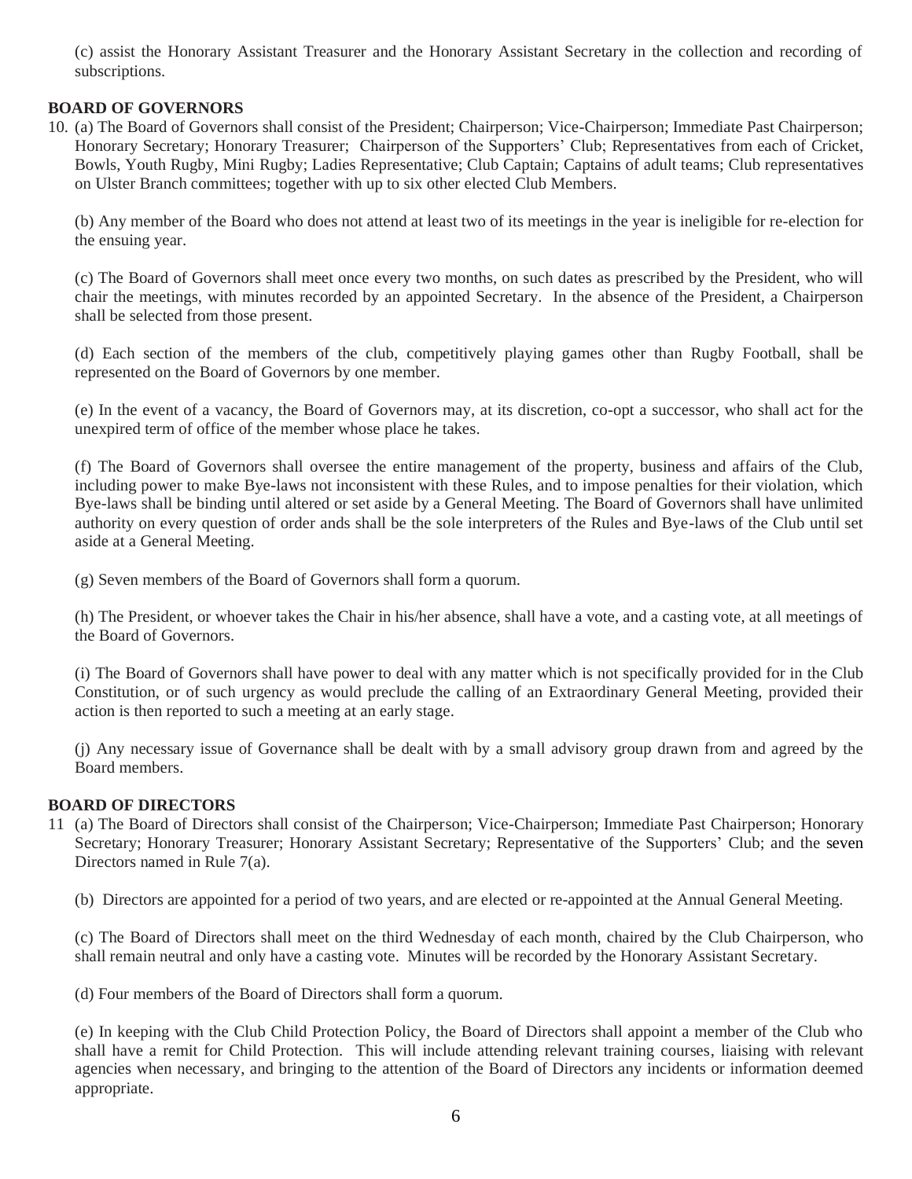(c) assist the Honorary Assistant Treasurer and the Honorary Assistant Secretary in the collection and recording of subscriptions.

## BOARD OF GOVERNORS

10. (a) The Board of Governors shall consist of the President; Chairperson; Vice-Chairperson; Immediate Past Chairperson; Honorary Secretary; Honorary Treasurer; Chairperson of the Supporters' Club; Representatives from each of Cricket, Bowls, Youth Rugby, Mini Rugby; Ladies Representative; Club Captain; Captains of adult teams; Club representatives on Ulster Branch committees; together with up to six other elected Club Members.

(b) Any member of the Board who does not attend at least two of its meetings in the year is ineligible for re-election for the ensuing year.

(c) The Board of Governors shall meet once every two months, on such dates as prescribed by the President, who will chair the meetings, with minutes recorded by an appointed Secretary. In the absence of the President, a Chairperson shall be selected from those present.

(d) Each section of the members of the club, competitively playing games other than Rugby Football, shall be represented on the Board of Governors by one member.

(e) In the event of a vacancy, the Board of Governors may, at its discretion, co-opt a successor, who shall act for the unexpired term of office of the member whose place he takes.

(f) The Board of Governors shall oversee the entire management of the property, business and affairs of the Club, including power to make Bye-laws not inconsistent with these Rules, and to impose penalties for their violation, which Bye-laws shall be binding until altered or set aside by a General Meeting. The Board of Governors shall have unlimited authority on every question of order ands shall be the sole interpreters of the Rules and Bye-laws of the Club until set aside at a General Meeting.

(g) Seven members of the Board of Governors shall form a quorum.

(h) The President, or whoever takes the Chair in his/her absence, shall have a vote, and a casting vote, at all meetings of the Board of Governors.

(i) The Board of Governors shall have power to deal with any matter which is not specifically provided for in the Club Constitution, or of such urgency as would preclude the calling of an Extraordinary General Meeting, provided their action is then reported to such a meeting at an early stage.

(j) Any necessary issue of Governance shall be dealt with by a small advisory group drawn from and agreed by the Board members.

## BOARD OF DIRECTORS

11 (a) The Board of Directors shall consist of the Chairperson; Vice-Chairperson; Immediate Past Chairperson; Honorary Secretary; Honorary Treasurer; Honorary Assistant Secretary; Representative of the Supporters' Club; and the seven Directors named in Rule 7(a).

(b) Directors are appointed for a period of two years, and are elected or re-appointed at the Annual General Meeting.

(c) The Board of Directors shall meet on the third Wednesday of each month, chaired by the Club Chairperson, who shall remain neutral and only have a casting vote. Minutes will be recorded by the Honorary Assistant Secretary.

(d) Four members of the Board of Directors shall form a quorum.

(e) In keeping with the Club Child Protection Policy, the Board of Directors shall appoint a member of the Club who shall have a remit for Child Protection. This will include attending relevant training courses, liaising with relevant agencies when necessary, and bringing to the attention of the Board of Directors any incidents or information deemed appropriate.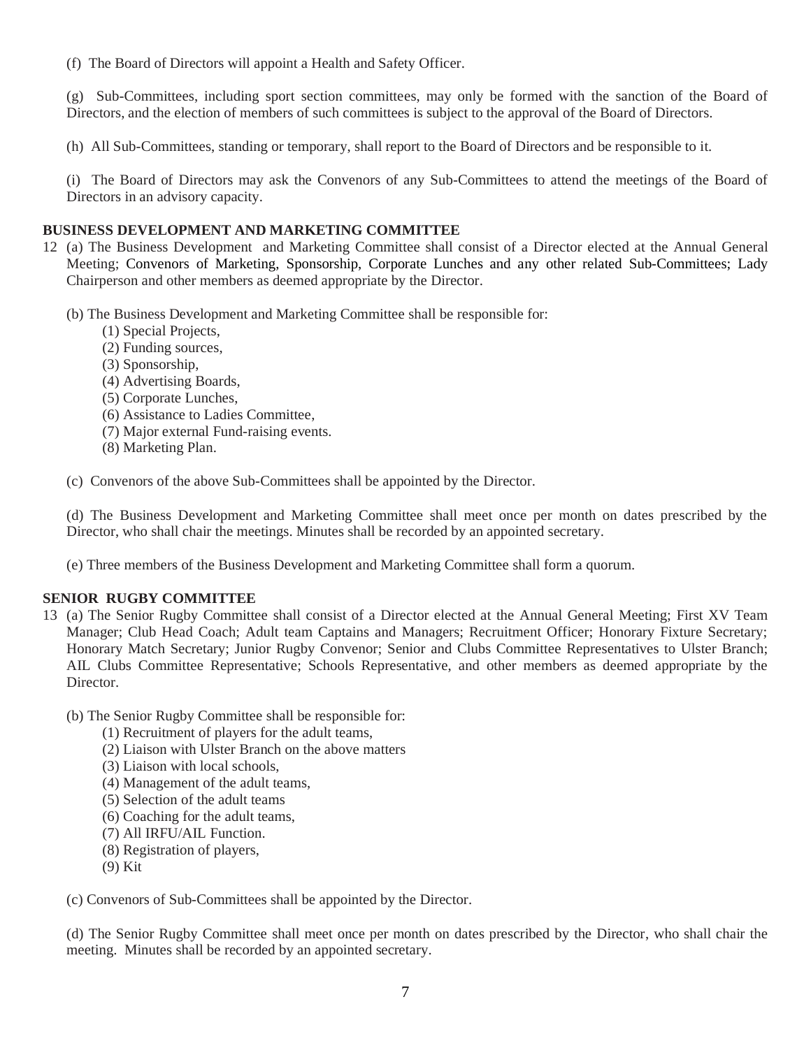(f) The Board of Directors will appoint a Health and Safety Officer.

(g) Sub-Committees, including sport section committees, may only be formed with the sanction of the Board of Directors, and the election of members of such committees is subject to the approval of the Board of Directors.

(h) All Sub-Committees, standing or temporary, shall report to the Board of Directors and be responsible to it.

(i) The Board of Directors may ask the Convenors of any Sub-Committees to attend the meetings of the Board of Directors in an advisory capacity.

**BUSINESS DEVELOPMENT AND MARKETING COMMITTEE**

12 (a) The Business Development and Marketing Committee shall consist of a Director elected at the Annual General Meeting; Convenors of Marketing, Sponsorship, Corporate Lunches and any other related Sub-Committees; Lady Chairperson and other members as deemed appropriate by the Director.

(b) The Business Development and Marketing Committee shall be responsible for:

(1) Special Projects,
(2) Funding sources,
(3) Sponsorship,
(4) Advertising Boards,
(5) Corporate Lunches,
(6) Assistance to Ladies Committee,
(7) Major external Fund-raising events.
(8) Marketing Plan.

(c) Convenors of the above Sub-Committees shall be appointed by the Director.

(d) The Business Development and Marketing Committee shall meet once per month on dates prescribed by the Director, who shall chair the meetings. Minutes shall be recorded by an appointed secretary.

(e) Three members of the Business Development and Marketing Committee shall form a quorum.

**SENIOR RUGBY COMMITTEE**

13 (a) The Senior Rugby Committee shall consist of a Director elected at the Annual General Meeting; First XV Team Manager; Club Head Coach; Adult team Captains and Managers; Recruitment Officer; Honorary Fixture Secretary; Honorary Match Secretary; Junior Rugby Convenor; Senior and Clubs Committee Representatives to Ulster Branch; AIL Clubs Committee Representative; Schools Representative, and other members as deemed appropriate by the Director.

(b) The Senior Rugby Committee shall be responsible for:

(1) Recruitment of players for the adult teams,
(2) Liaison with Ulster Branch on the above matters
(3) Liaison with local schools,
(4) Management of the adult teams,
(5) Selection of the adult teams
(6) Coaching for the adult teams,
(7) All IRFU/AIL Function.
(8) Registration of players,
(9) Kit

(c) Convenors of Sub-Committees shall be appointed by the Director.

(d) The Senior Rugby Committee shall meet once per month on dates prescribed by the Director, who shall chair the meeting. Minutes shall be recorded by an appointed secretary.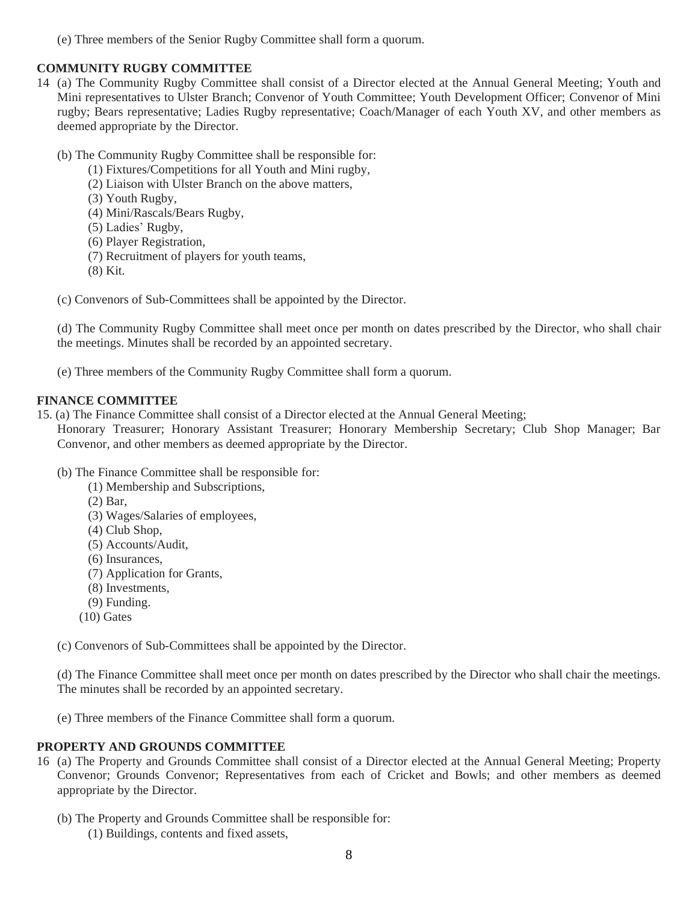(e) Three members of the Senior Rugby Committee shall form a quorum.

**COMMUNITY RUGBY COMMITTEE**

14 (a) The Community Rugby Committee shall consist of a Director elected at the Annual General Meeting; Youth and Mini representatives to Ulster Branch; Convenor of Youth Committee; Youth Development Officer; Convenor of Mini rugby; Bears representative; Ladies Rugby representative; Coach/Manager of each Youth XV, and other members as deemed appropriate by the Director.

(b) The Community Rugby Committee shall be responsible for:

(1) Fixtures/Competitions for all Youth and Mini rugby,
(2) Liaison with Ulster Branch on the above matters,
(3) Youth Rugby,
(4) Mini/Rascals/Bears Rugby,
(5) Ladies' Rugby,
(6) Player Registration,
(7) Recruitment of players for youth teams,
(8) Kit.

(c) Convenors of Sub-Committees shall be appointed by the Director.

(d) The Community Rugby Committee shall meet once per month on dates prescribed by the Director, who shall chair the meetings. Minutes shall be recorded by an appointed secretary.

(e) Three members of the Community Rugby Committee shall form a quorum.

**FINANCE COMMITTEE**

15. (a) The Finance Committee shall consist of a Director elected at the Annual General Meeting;
Honorary Treasurer; Honorary Assistant Treasurer; Honorary Membership Secretary; Club Shop Manager; Bar Convenor, and other members as deemed appropriate by the Director.

(b) The Finance Committee shall be responsible for:

(1) Membership and Subscriptions,
(2) Bar,
(3) Wages/Salaries of employees,
(4) Club Shop,
(5) Accounts/Audit,
(6) Insurances,
(7) Application for Grants,
(8) Investments,
(9) Funding.
(10) Gates

(c) Convenors of Sub-Committees shall be appointed by the Director.

(d) The Finance Committee shall meet once per month on dates prescribed by the Director who shall chair the meetings. The minutes shall be recorded by an appointed secretary.

(e) Three members of the Finance Committee shall form a quorum.

**PROPERTY AND GROUNDS COMMITTEE**

16 (a) The Property and Grounds Committee shall consist of a Director elected at the Annual General Meeting; Property Convenor; Grounds Convenor; Representatives from each of Cricket and Bowls; and other members as deemed appropriate by the Director.

(b) The Property and Grounds Committee shall be responsible for:

(1) Buildings, contents and fixed assets,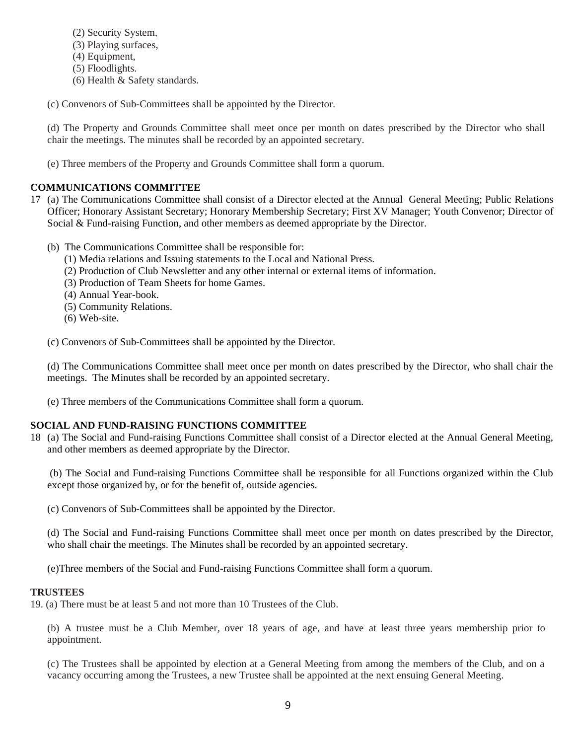(2) Security System,
(3) Playing surfaces,
(4) Equipment,
(5) Floodlights.
(6) Health & Safety standards.

(c) Convenors of Sub-Committees shall be appointed by the Director.

(d) The Property and Grounds Committee shall meet once per month on dates prescribed by the Director who shall chair the meetings. The minutes shall be recorded by an appointed secretary.

(e) Three members of the Property and Grounds Committee shall form a quorum.

**COMMUNICATIONS COMMITTEE**

17 (a) The Communications Committee shall consist of a Director elected at the Annual General Meeting; Public Relations Officer; Honorary Assistant Secretary; Honorary Membership Secretary; First XV Manager; Youth Convenor; Director of Social & Fund-raising Function, and other members as deemed appropriate by the Director.

(b) The Communications Committee shall be responsible for:
(1) Media relations and Issuing statements to the Local and National Press.
(2) Production of Club Newsletter and any other internal or external items of information.
(3) Production of Team Sheets for home Games.
(4) Annual Year-book.
(5) Community Relations.
(6) Web-site.

(c) Convenors of Sub-Committees shall be appointed by the Director.

(d) The Communications Committee shall meet once per month on dates prescribed by the Director, who shall chair the meetings. The Minutes shall be recorded by an appointed secretary.

(e) Three members of the Communications Committee shall form a quorum.

**SOCIAL AND FUND-RAISING FUNCTIONS COMMITTEE**

18 (a) The Social and Fund-raising Functions Committee shall consist of a Director elected at the Annual General Meeting, and other members as deemed appropriate by the Director.

(b) The Social and Fund-raising Functions Committee shall be responsible for all Functions organized within the Club except those organized by, or for the benefit of, outside agencies.

(c) Convenors of Sub-Committees shall be appointed by the Director.

(d) The Social and Fund-raising Functions Committee shall meet once per month on dates prescribed by the Director, who shall chair the meetings. The Minutes shall be recorded by an appointed secretary.

(e)Three members of the Social and Fund-raising Functions Committee shall form a quorum.

**TRUSTEES**

19. (a) There must be at least 5 and not more than 10 Trustees of the Club.

(b) A trustee must be a Club Member, over 18 years of age, and have at least three years membership prior to appointment.

(c) The Trustees shall be appointed by election at a General Meeting from among the members of the Club, and on a vacancy occurring among the Trustees, a new Trustee shall be appointed at the next ensuing General Meeting.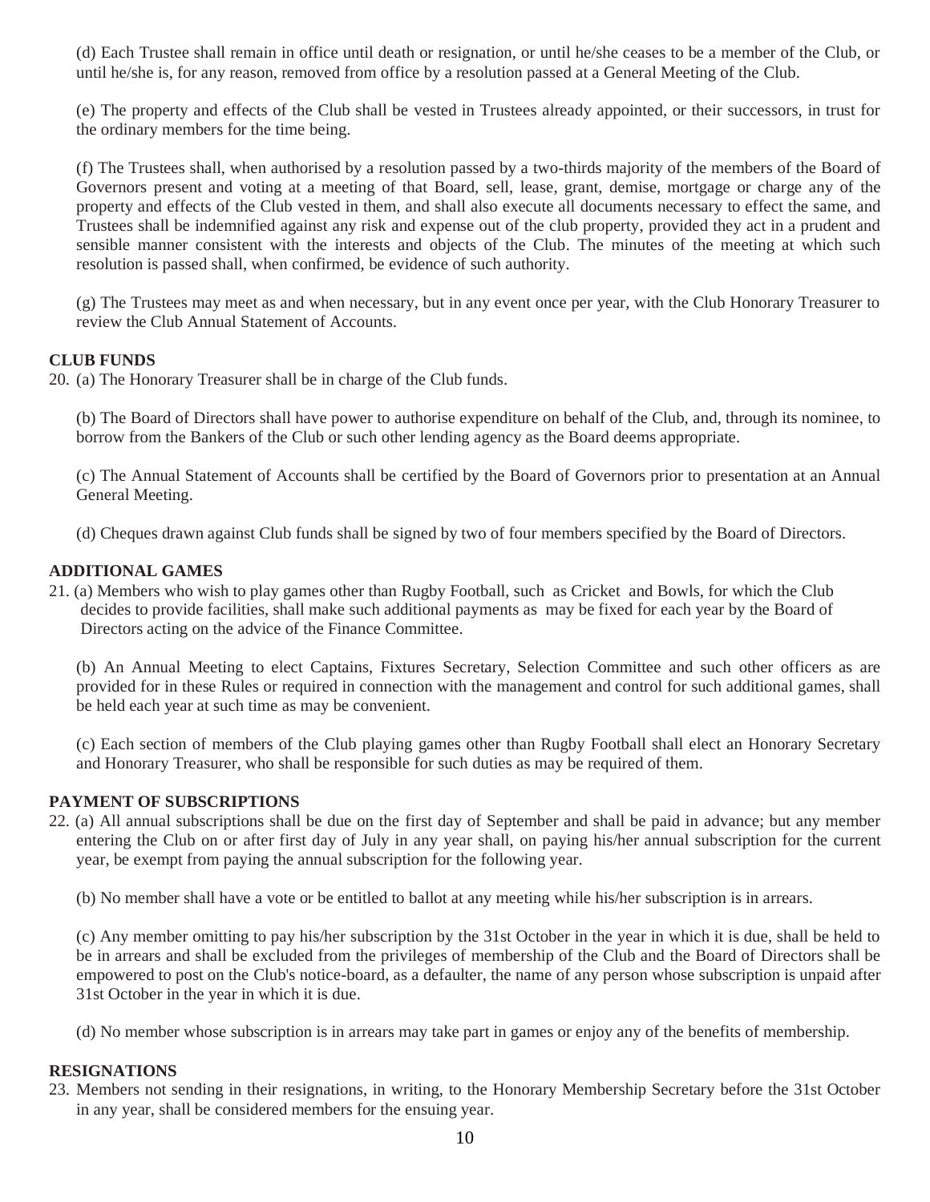(d) Each Trustee shall remain in office until death or resignation, or until he/she ceases to be a member of the Club, or until he/she is, for any reason, removed from office by a resolution passed at a General Meeting of the Club.

(e) The property and effects of the Club shall be vested in Trustees already appointed, or their successors, in trust for the ordinary members for the time being.

(f) The Trustees shall, when authorised by a resolution passed by a two-thirds majority of the members of the Board of Governors present and voting at a meeting of that Board, sell, lease, grant, demise, mortgage or charge any of the property and effects of the Club vested in them, and shall also execute all documents necessary to effect the same, and Trustees shall be indemnified against any risk and expense out of the club property, provided they act in a prudent and sensible manner consistent with the interests and objects of the Club. The minutes of the meeting at which such resolution is passed shall, when confirmed, be evidence of such authority.

(g) The Trustees may meet as and when necessary, but in any event once per year, with the Club Honorary Treasurer to review the Club Annual Statement of Accounts.

**CLUB FUNDS**

20. (a) The Honorary Treasurer shall be in charge of the Club funds.

(b) The Board of Directors shall have power to authorise expenditure on behalf of the Club, and, through its nominee, to borrow from the Bankers of the Club or such other lending agency as the Board deems appropriate.

(c) The Annual Statement of Accounts shall be certified by the Board of Governors prior to presentation at an Annual General Meeting.

(d) Cheques drawn against Club funds shall be signed by two of four members specified by the Board of Directors.

**ADDITIONAL GAMES**

21. (a) Members who wish to play games other than Rugby Football, such as Cricket and Bowls, for which the Club decides to provide facilities, shall make such additional payments as may be fixed for each year by the Board of Directors acting on the advice of the Finance Committee.

(b) An Annual Meeting to elect Captains, Fixtures Secretary, Selection Committee and such other officers as are provided for in these Rules or required in connection with the management and control for such additional games, shall be held each year at such time as may be convenient.

(c) Each section of members of the Club playing games other than Rugby Football shall elect an Honorary Secretary and Honorary Treasurer, who shall be responsible for such duties as may be required of them.

**PAYMENT OF SUBSCRIPTIONS**

22. (a) All annual subscriptions shall be due on the first day of September and shall be paid in advance; but any member entering the Club on or after first day of July in any year shall, on paying his/her annual subscription for the current year, be exempt from paying the annual subscription for the following year.

(b) No member shall have a vote or be entitled to ballot at any meeting while his/her subscription is in arrears.

(c) Any member omitting to pay his/her subscription by the 31st October in the year in which it is due, shall be held to be in arrears and shall be excluded from the privileges of membership of the Club and the Board of Directors shall be empowered to post on the Club's notice-board, as a defaulter, the name of any person whose subscription is unpaid after 31st October in the year in which it is due.

(d) No member whose subscription is in arrears may take part in games or enjoy any of the benefits of membership.

**RESIGNATIONS**

23. Members not sending in their resignations, in writing, to the Honorary Membership Secretary before the 31st October in any year, shall be considered members for the ensuing year.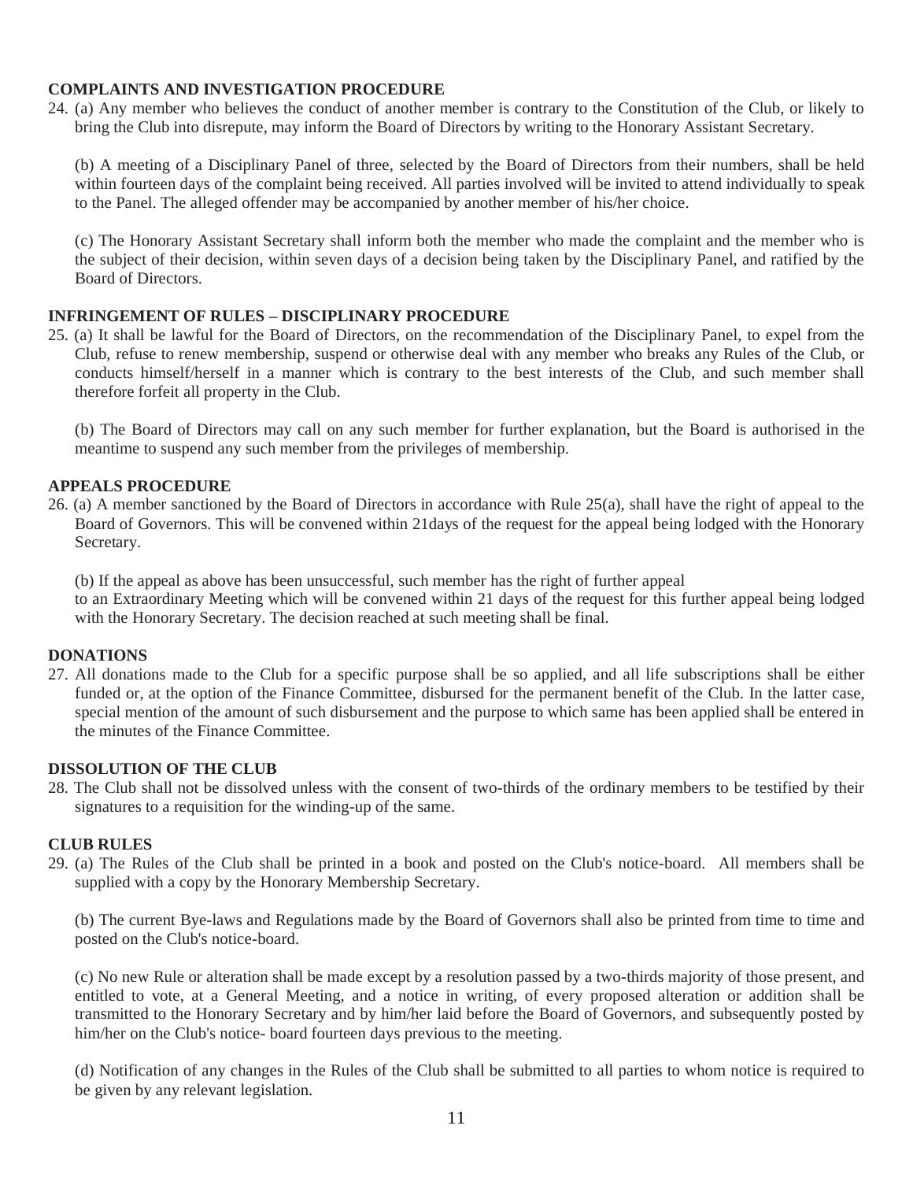**COMPLAINTS AND INVESTIGATION PROCEDURE**

24. (a) Any member who believes the conduct of another member is contrary to the Constitution of the Club, or likely to bring the Club into disrepute, may inform the Board of Directors by writing to the Honorary Assistant Secretary.

    (b) A meeting of a Disciplinary Panel of three, selected by the Board of Directors from their numbers, shall be held within fourteen days of the complaint being received. All parties involved will be invited to attend individually to speak to the Panel. The alleged offender may be accompanied by another member of his/her choice.

    (c) The Honorary Assistant Secretary shall inform both the member who made the complaint and the member who is the subject of their decision, within seven days of a decision being taken by the Disciplinary Panel, and ratified by the Board of Directors.

**INFRINGEMENT OF RULES – DISCIPLINARY PROCEDURE**

25. (a) It shall be lawful for the Board of Directors, on the recommendation of the Disciplinary Panel, to expel from the Club, refuse to renew membership, suspend or otherwise deal with any member who breaks any Rules of the Club, or conducts himself/herself in a manner which is contrary to the best interests of the Club, and such member shall therefore forfeit all property in the Club.

    (b) The Board of Directors may call on any such member for further explanation, but the Board is authorised in the meantime to suspend any such member from the privileges of membership.

**APPEALS PROCEDURE**

26. (a) A member sanctioned by the Board of Directors in accordance with Rule 25(a), shall have the right of appeal to the Board of Governors. This will be convened within 21days of the request for the appeal being lodged with the Honorary Secretary.

    (b) If the appeal as above has been unsuccessful, such member has the right of further appeal to an Extraordinary Meeting which will be convened within 21 days of the request for this further appeal being lodged with the Honorary Secretary. The decision reached at such meeting shall be final.

**DONATIONS**

27. All donations made to the Club for a specific purpose shall be so applied, and all life subscriptions shall be either funded or, at the option of the Finance Committee, disbursed for the permanent benefit of the Club. In the latter case, special mention of the amount of such disbursement and the purpose to which same has been applied shall be entered in the minutes of the Finance Committee.

**DISSOLUTION OF THE CLUB**

28. The Club shall not be dissolved unless with the consent of two-thirds of the ordinary members to be testified by their signatures to a requisition for the winding-up of the same.

**CLUB RULES**

29. (a) The Rules of the Club shall be printed in a book and posted on the Club's notice-board. All members shall be supplied with a copy by the Honorary Membership Secretary.

    (b) The current Bye-laws and Regulations made by the Board of Governors shall also be printed from time to time and posted on the Club's notice-board.

    (c) No new Rule or alteration shall be made except by a resolution passed by a two-thirds majority of those present, and entitled to vote, at a General Meeting, and a notice in writing, of every proposed alteration or addition shall be transmitted to the Honorary Secretary and by him/her laid before the Board of Governors, and subsequently posted by him/her on the Club's notice- board fourteen days previous to the meeting.

    (d) Notification of any changes in the Rules of the Club shall be submitted to all parties to whom notice is required to be given by any relevant legislation.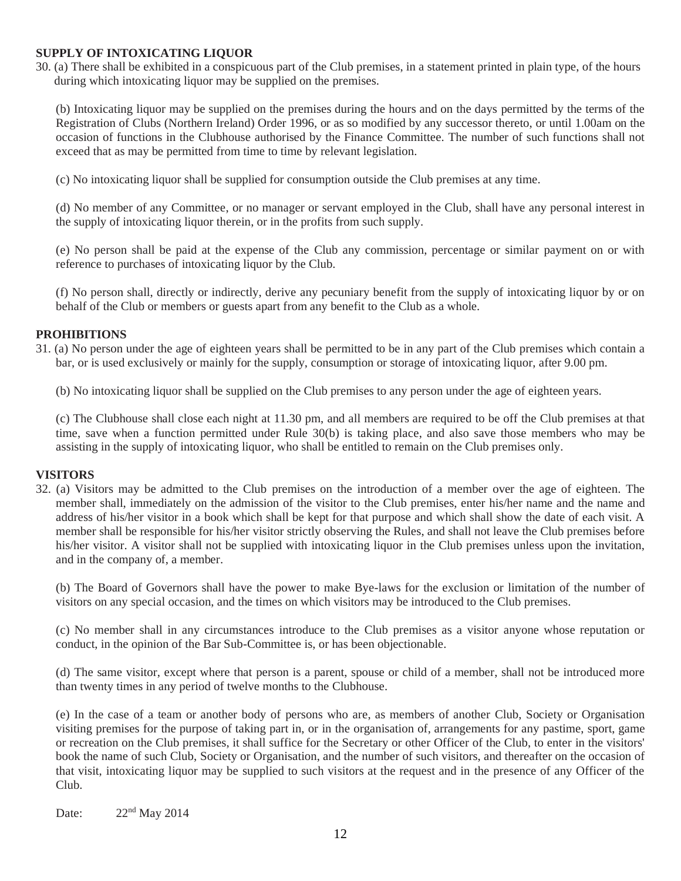**SUPPLY OF INTOXICATING LIQUOR**

30. (a) There shall be exhibited in a conspicuous part of the Club premises, in a statement printed in plain type, of the hours during which intoxicating liquor may be supplied on the premises.

(b) Intoxicating liquor may be supplied on the premises during the hours and on the days permitted by the terms of the Registration of Clubs (Northern Ireland) Order 1996, or as so modified by any successor thereto, or until 1.00am on the occasion of functions in the Clubhouse authorised by the Finance Committee. The number of such functions shall not exceed that as may be permitted from time to time by relevant legislation.

(c) No intoxicating liquor shall be supplied for consumption outside the Club premises at any time.

(d) No member of any Committee, or no manager or servant employed in the Club, shall have any personal interest in the supply of intoxicating liquor therein, or in the profits from such supply.

(e) No person shall be paid at the expense of the Club any commission, percentage or similar payment on or with reference to purchases of intoxicating liquor by the Club.

(f) No person shall, directly or indirectly, derive any pecuniary benefit from the supply of intoxicating liquor by or on behalf of the Club or members or guests apart from any benefit to the Club as a whole.

**PROHIBITIONS**

31. (a) No person under the age of eighteen years shall be permitted to be in any part of the Club premises which contain a bar, or is used exclusively or mainly for the supply, consumption or storage of intoxicating liquor, after 9.00 pm.

(b) No intoxicating liquor shall be supplied on the Club premises to any person under the age of eighteen years.

(c) The Clubhouse shall close each night at 11.30 pm, and all members are required to be off the Club premises at that time, save when a function permitted under Rule 30(b) is taking place, and also save those members who may be assisting in the supply of intoxicating liquor, who shall be entitled to remain on the Club premises only.

**VISITORS**

32. (a) Visitors may be admitted to the Club premises on the introduction of a member over the age of eighteen. The member shall, immediately on the admission of the visitor to the Club premises, enter his/her name and the name and address of his/her visitor in a book which shall be kept for that purpose and which shall show the date of each visit. A member shall be responsible for his/her visitor strictly observing the Rules, and shall not leave the Club premises before his/her visitor. A visitor shall not be supplied with intoxicating liquor in the Club premises unless upon the invitation, and in the company of, a member.

(b) The Board of Governors shall have the power to make Bye-laws for the exclusion or limitation of the number of visitors on any special occasion, and the times on which visitors may be introduced to the Club premises.

(c) No member shall in any circumstances introduce to the Club premises as a visitor anyone whose reputation or conduct, in the opinion of the Bar Sub-Committee is, or has been objectionable.

(d) The same visitor, except where that person is a parent, spouse or child of a member, shall not be introduced more than twenty times in any period of twelve months to the Clubhouse.

(e) In the case of a team or another body of persons who are, as members of another Club, Society or Organisation visiting premises for the purpose of taking part in, or in the organisation of, arrangements for any pastime, sport, game or recreation on the Club premises, it shall suffice for the Secretary or other Officer of the Club, to enter in the visitors' book the name of such Club, Society or Organisation, and the number of such visitors, and thereafter on the occasion of that visit, intoxicating liquor may be supplied to such visitors at the request and in the presence of any Officer of the Club.

Date: 22nd May 2014